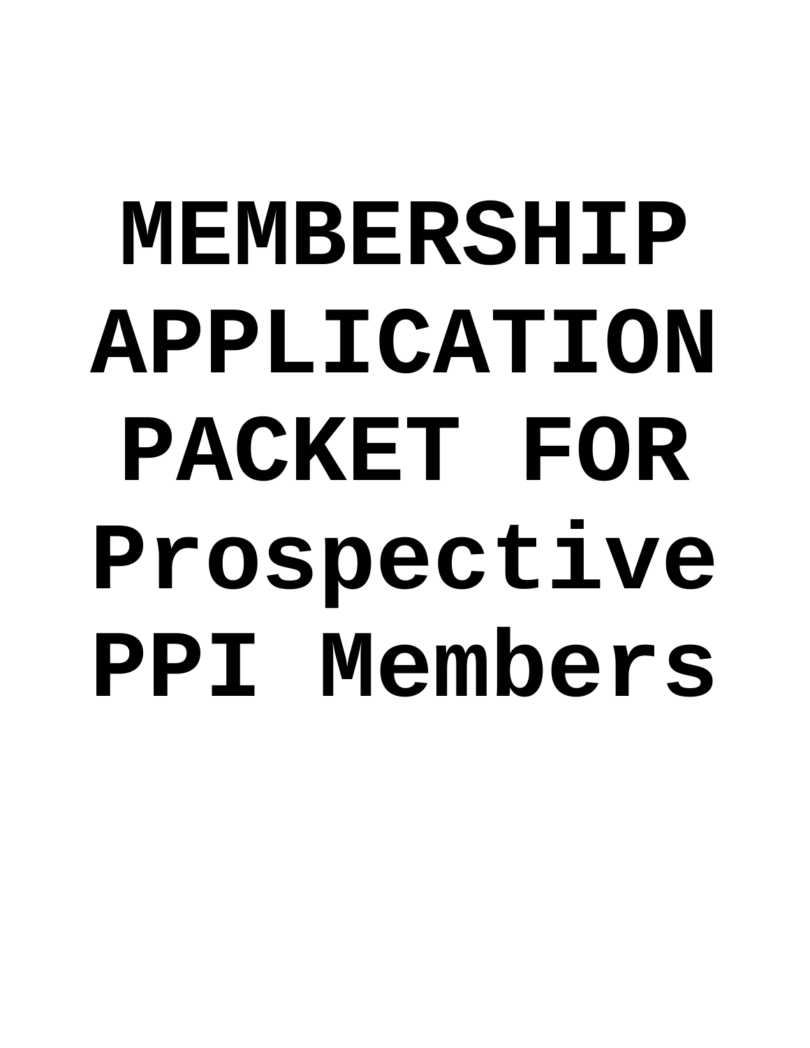# MEMBERSHIP APPLICATION PACKET FOR Prospective PPI Members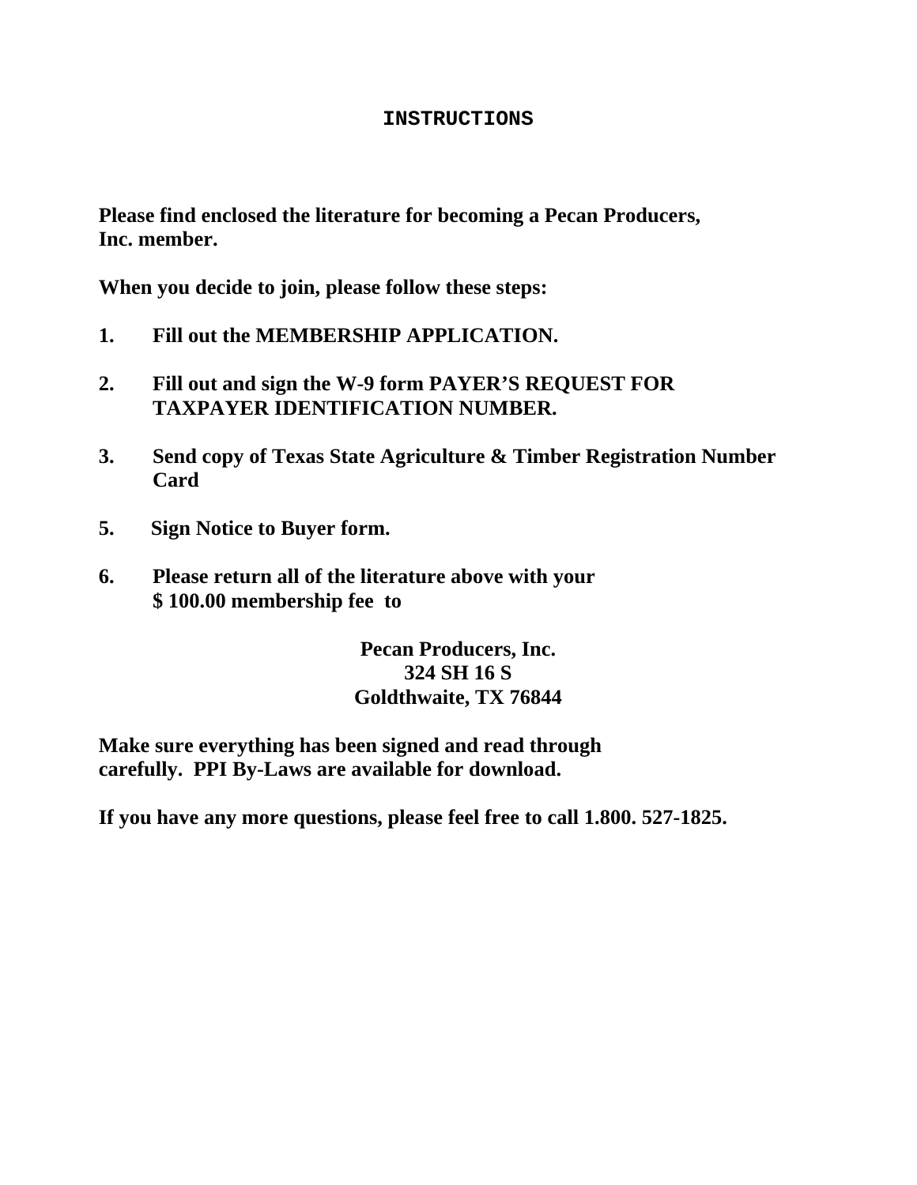# INSTRUCTIONS

**Please find enclosed the literature for becoming a Pecan Producers, Inc. member.**

**When you decide to join, please follow these steps:**

1. **Fill out the MEMBERSHIP APPLICATION.**

2. **Fill out and sign the W-9 form PAYER'S REQUEST FOR TAXPAYER IDENTIFICATION NUMBER.**

3. **Send copy of Texas State Agriculture & Timber Registration Number Card**

5. **Sign Notice to Buyer form.**

6. **Please return all of the literature above with your $ 100.00 membership fee to**

**Pecan Producers, Inc.**
**324 SH 16 S**
**Goldthwaite, TX 76844**

**Make sure everything has been signed and read through carefully. PPI By-Laws are available for download.**

**If you have any more questions, please feel free to call 1.800. 527-1825.**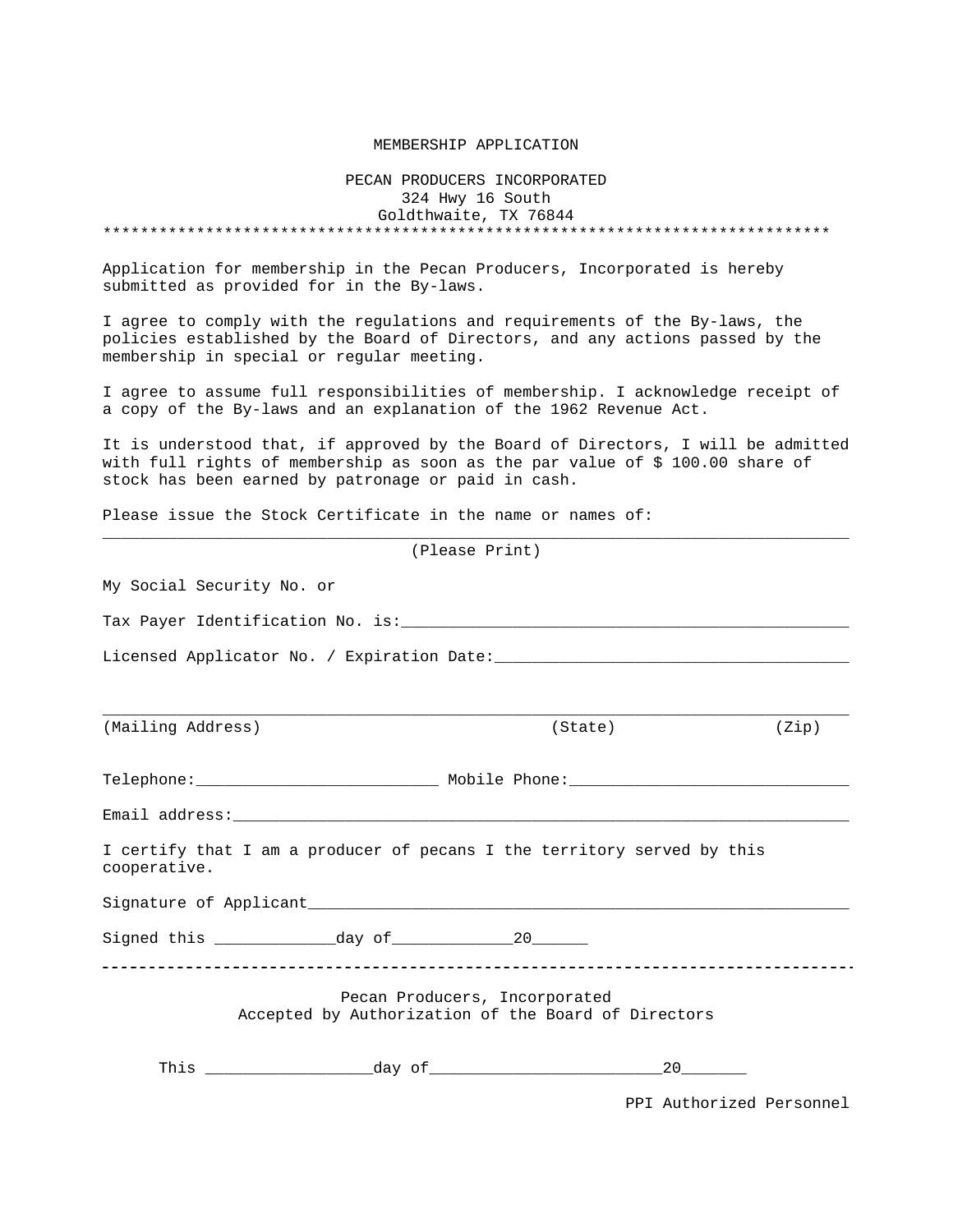MEMBERSHIP APPLICATION

PECAN PRODUCERS INCORPORATED
324 Hwy 16 South
Goldthwaite, TX 76844

*******************************************************************************

Application for membership in the Pecan Producers, Incorporated is hereby submitted as provided for in the By-laws.

I agree to comply with the regulations and requirements of the By-laws, the policies established by the Board of Directors, and any actions passed by the membership in special or regular meeting.

I agree to assume full responsibilities of membership. I acknowledge receipt of a copy of the By-laws and an explanation of the 1962 Revenue Act.

It is understood that, if approved by the Board of Directors, I will be admitted with full rights of membership as soon as the par value of $ 100.00 share of stock has been earned by patronage or paid in cash.

Please issue the Stock Certificate in the name or names of:

________________________________________________________________________________
(Please Print)

My Social Security No. or

Tax Payer Identification No. is:________________________________________________

Licensed Applicator No. / Expiration Date:______________________________________

________________________________________________________________________________
(Mailing Address) (State) (Zip)

Telephone:__________________________ Mobile Phone:______________________________

Email address:__________________________________________________________________

I certify that I am a producer of pecans I the territory served by this cooperative.

Signature of Applicant__________________________________________________________

Signed this _____________day of_____________20______

--------------------------------------------------------------------------------

Pecan Producers, Incorporated
Accepted by Authorization of the Board of Directors

This __________________day of_________________________20_______

PPI Authorized Personnel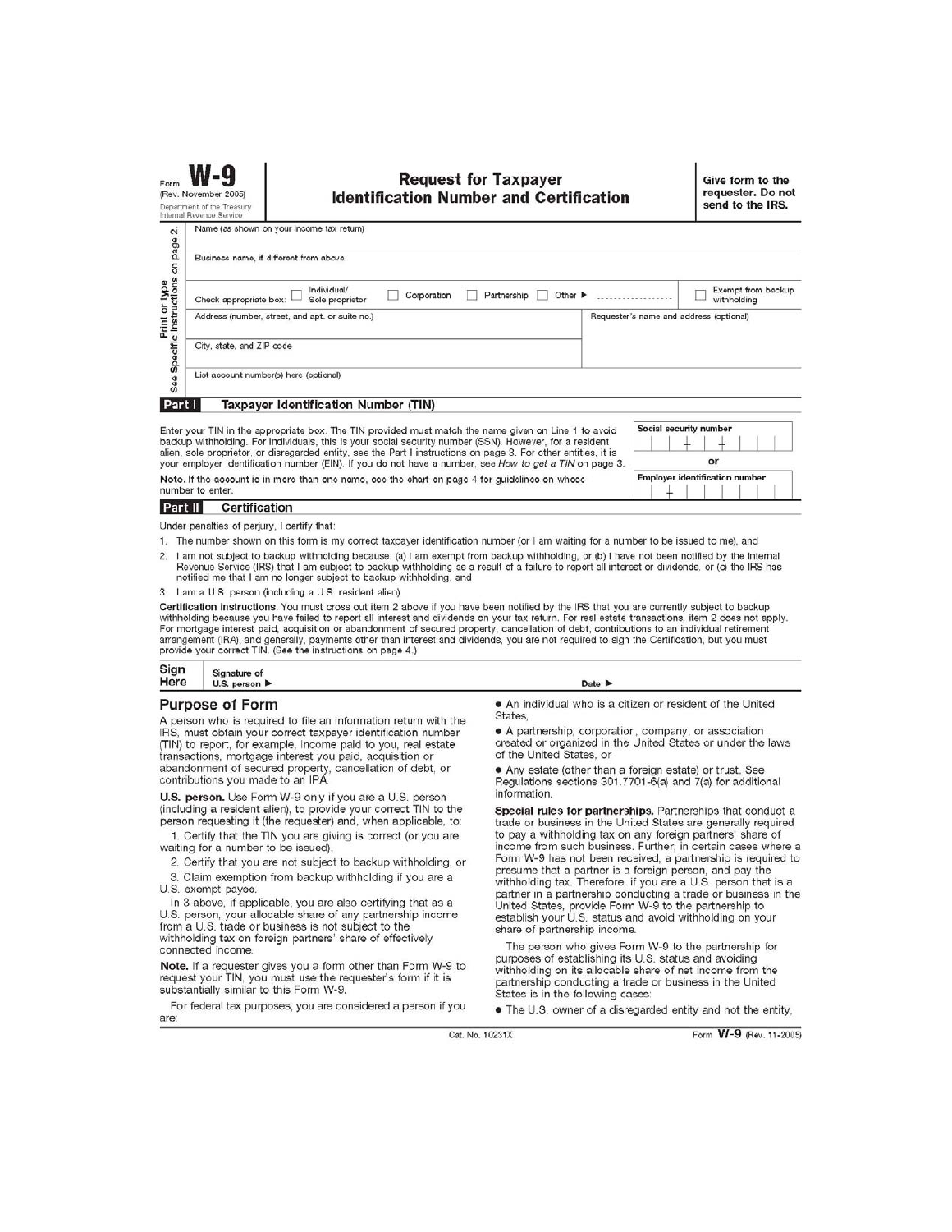Form **W-9**
(Rev. November 2005)
Department of the Treasury
Internal Revenue Service

# Request for Taxpayer Identification Number and Certification

**Give form to the requester. Do not send to the IRS.**

Print or type
See Specific Instructions on page 2.

Name (as shown on your income tax return)

Business name, if different from above

Check appropriate box: ☐ Individual/ Sole proprietor ☐ Corporation ☐ Partnership ☐ Other ▶ .................. ☐ Exempt from backup withholding

Address (number, street, and apt. or suite no.)

Requester's name and address (optional)

City, state, and ZIP code

List account number(s) here (optional)

## Part I Taxpayer Identification Number (TIN)

Enter your TIN in the appropriate box. The TIN provided must match the name given on Line 1 to avoid backup withholding. For individuals, this is your social security number (SSN). However, for a resident alien, sole proprietor, or disregarded entity, see the Part I instructions on page 3. For other entities, it is your employer identification number (EIN). If you do not have a number, see *How to get a TIN* on page 3.

**Note.** If the account is in more than one name, see the chart on page 4 for guidelines on whose number to enter.

Social security number

or

Employer identification number

## Part II Certification

Under penalties of perjury, I certify that:

1. The number shown on this form is my correct taxpayer identification number (or I am waiting for a number to be issued to me), and
2. I am not subject to backup withholding because: (a) I am exempt from backup withholding, or (b) I have not been notified by the Internal Revenue Service (IRS) that I am subject to backup withholding as a result of a failure to report all interest or dividends, or (c) the IRS has notified me that I am no longer subject to backup withholding, and
3. I am a U.S. person (including a U.S. resident alien).

**Certification instructions.** You must cross out item 2 above if you have been notified by the IRS that you are currently subject to backup withholding because you have failed to report all interest and dividends on your tax return. For real estate transactions, item 2 does not apply. For mortgage interest paid, acquisition or abandonment of secured property, cancellation of debt, contributions to an individual retirement arrangement (IRA), and generally, payments other than interest and dividends, you are not required to sign the Certification, but you must provide your correct TIN. (See the instructions on page 4.)

**Sign Here** Signature of U.S. person ▶ Date ▶

## Purpose of Form

A person who is required to file an information return with the IRS, must obtain your correct taxpayer identification number (TIN) to report, for example, income paid to you, real estate transactions, mortgage interest you paid, acquisition or abandonment of secured property, cancellation of debt, or contributions you made to an IRA.

**U.S. person.** Use Form W-9 only if you are a U.S. person (including a resident alien), to provide your correct TIN to the person requesting it (the requester) and, when applicable, to:

1. Certify that the TIN you are giving is correct (or you are waiting for a number to be issued),
2. Certify that you are not subject to backup withholding, or
3. Claim exemption from backup withholding if you are a U.S. exempt payee.

In 3 above, if applicable, you are also certifying that as a U.S. person, your allocable share of any partnership income from a U.S. trade or business is not subject to the withholding tax on foreign partners' share of effectively connected income.

**Note.** If a requester gives you a form other than Form W-9 to request your TIN, you must use the requester's form if it is substantially similar to this Form W-9.

For federal tax purposes, you are considered a person if you are:

- An individual who is a citizen or resident of the United States,
- A partnership, corporation, company, or association created or organized in the United States or under the laws of the United States, or
- Any estate (other than a foreign estate) or trust. See Regulations sections 301.7701-6(a) and 7(a) for additional information.

**Special rules for partnerships.** Partnerships that conduct a trade or business in the United States are generally required to pay a withholding tax on any foreign partners' share of income from such business. Further, in certain cases where a Form W-9 has not been received, a partnership is required to presume that a partner is a foreign person, and pay the withholding tax. Therefore, if you are a U.S. person that is a partner in a partnership conducting a trade or business in the United States, provide Form W-9 to the partnership to establish your U.S. status and avoid withholding on your share of partnership income.

The person who gives Form W-9 to the partnership for purposes of establishing its U.S. status and avoiding withholding on its allocable share of net income from the partnership conducting a trade or business in the United States is in the following cases:

- The U.S. owner of a disregarded entity and not the entity,

Cat. No. 10231X Form **W-9** (Rev. 11-2005)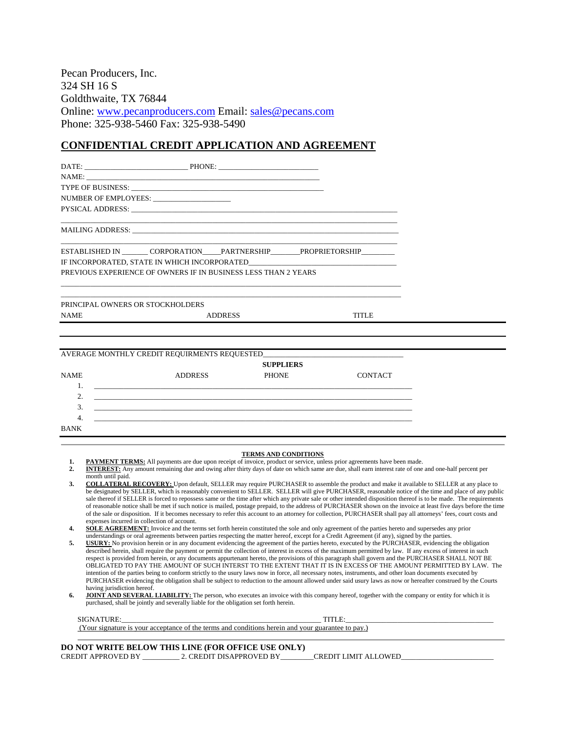Pecan Producers, Inc.
324 SH 16 S
Goldthwaite, TX 76844
Online: www.pecanproducers.com Email: sales@pecans.com
Phone: 325-938-5460 Fax: 325-938-5490

## CONFIDENTIAL CREDIT APPLICATION AND AGREEMENT

DATE: ___________________________ PHONE: __________________________
NAME: _____________________________________________________________
TYPE OF BUSINESS: ___________________________________________________
NUMBER OF EMPLOYEES: ____________________
PYSICAL ADDRESS: _____________________________________________________________________

_____________________________________________________________________

MAILING ADDRESS: _____________________________________________________________________

_____________________________________________________________________

ESTABLISHED IN _______ CORPORATION_____PARTNERSHIP________PROPRIETORSHIP_________
IF INCORPORATED, STATE IN WHICH INCORPORATED________________________________________
PREVIOUS EXPERIENCE OF OWNERS IF IN BUSINESS LESS THAN 2 YEARS

_____________________________________________________________________

_____________________________________________________________________

PRINCIPAL OWNERS OR STOCKHOLDERS

| NAME | ADDRESS | TITLE |
|---|---|---|
| | | |
| | | |

AVERAGE MONTHLY CREDIT REQUIRMENTS REQUESTED___________________________________

**SUPPLIERS**

| NAME | ADDRESS | PHONE | CONTACT |
|---|---|---|---|
| 1. | | | |
| 2. | | | |
| 3. | | | |
| 4. | | | |
| BANK | | | |

**TERMS AND CONDITIONS**

1. **PAYMENT TERMS:** All payments are due upon receipt of invoice, product or service, unless prior agreements have been made.
2. **INTEREST:** Any amount remaining due and owing after thirty days of date on which same are due, shall earn interest rate of one and one-half percent per month until paid.
3. **COLLATERAL RECOVERY:** Upon default, SELLER may require PURCHASER to assemble the product and make it available to SELLER at any place to be designated by SELLER, which is reasonably convenient to SELLER. SELLER will give PURCHASER, reasonable notice of the time and place of any public sale thereof if SELLER is forced to repossess same or the time after which any private sale or other intended disposition thereof is to be made. The requirements of reasonable notice shall be met if such notice is mailed, postage prepaid, to the address of PURCHASER shown on the invoice at least five days before the time of the sale or disposition. If it becomes necessary to refer this account to an attorney for collection, PURCHASER shall pay all attorneys' fees, court costs and expenses incurred in collection of account.
4. **SOLE AGREEMENT:** Invoice and the terms set forth herein constituted the sole and only agreement of the parties hereto and supersedes any prior understandings or oral agreements between parties respecting the matter hereof, except for a Credit Agreement (if any), signed by the parties.
5. **USURY:** No provision herein or in any document evidencing the agreement of the parties hereto, executed by the PURCHASER, evidencing the obligation described herein, shall require the payment or permit the collection of interest in excess of the maximum permitted by law. If any excess of interest in such respect is provided from herein, or any documents appurtenant hereto, the provisions of this paragraph shall govern and the PURCHASER SHALL NOT BE OBLIGATED TO PAY THE AMOUNT OF SUCH INTERST TO THE EXTENT THAT IT IS IN EXCESS OF THE AMOUNT PERMITTED BY LAW. The intention of the parties being to conform strictly to the usury laws now in force, all necessary notes, instruments, and other loan documents executed by PURCHASER evidencing the obligation shall be subject to reduction to the amount allowed under said usury laws as now or hereafter construed by the Courts having jurisdiction hereof.
6. **JOINT AND SEVERAL LIABILITY:** The person, who executes an invoice with this company hereof, together with the company or entity for which it is purchased, shall be jointly and severally liable for the obligation set forth herein.

SIGNATURE:_______________________________________________________ TITLE:_______________________________________

(Your signature is your acceptance of the terms and conditions herein and your guarantee to pay.)

**DO NOT WRITE BELOW THIS LINE (FOR OFFICE USE ONLY)**

CREDIT APPROVED BY __________ 2. CREDIT DISAPPROVED BY_________CREDIT LIMIT ALLOWED_________________________